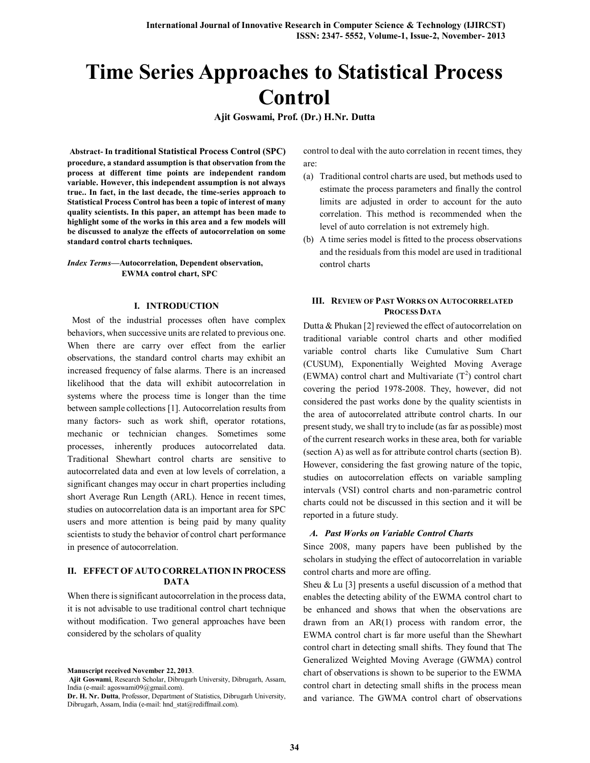# Time Series Approaches to Statistical Process Control

**Ajit Goswami, Prof. (Dr.) H.Nr. Dutta**

**Abstract- In traditional Statistical Process Control (SPC) procedure, a standard assumption is that observation from the process at different time points are independent random variable. However, this independent assumption is not always true.. In fact, in the last decade, the time-series approach to Statistical Process Control has been a topic of interest of many quality scientists. In this paper, an attempt has been made to highlight some of the works in this area and a few models will be discussed to analyze the effects of autocorrelation on some standard control charts techniques.**

***Index Terms*—Autocorrelation, Dependent observation, EWMA control chart, SPC**

## I. INTRODUCTION

Most of the industrial processes often have complex behaviors, when successive units are related to previous one. When there are carry over effect from the earlier observations, the standard control charts may exhibit an increased frequency of false alarms. There is an increased likelihood that the data will exhibit autocorrelation in systems where the process time is longer than the time between sample collections [1]. Autocorrelation results from many factors- such as work shift, operator rotations, mechanic or technician changes. Sometimes some processes, inherently produces autocorrelated data. Traditional Shewhart control charts are sensitive to autocorrelated data and even at low levels of correlation, a significant changes may occur in chart properties including short Average Run Length (ARL). Hence in recent times, studies on autocorrelation data is an important area for SPC users and more attention is being paid by many quality scientists to study the behavior of control chart performance in presence of autocorrelation.

## II. EFFECT OF AUTO CORRELATION IN PROCESS DATA

When there is significant autocorrelation in the process data, it is not advisable to use traditional control chart technique without modification. Two general approaches have been considered by the scholars of quality control to deal with the auto correlation in recent times, they are:

(a) Traditional control charts are used, but methods used to estimate the process parameters and finally the control limits are adjusted in order to account for the auto correlation. This method is recommended when the level of auto correlation is not extremely high.

(b) A time series model is fitted to the process observations and the residuals from this model are used in traditional control charts

## III. REVIEW OF PAST WORKS ON AUTOCORRELATED PROCESS DATA

Dutta & Phukan [2] reviewed the effect of autocorrelation on traditional variable control charts and other modified variable control charts like Cumulative Sum Chart (CUSUM), Exponentially Weighted Moving Average (EWMA) control chart and Multivariate ($T^2$) control chart covering the period 1978-2008. They, however, did not considered the past works done by the quality scientists in the area of autocorrelated attribute control charts. In our present study, we shall try to include (as far as possible) most of the current research works in these area, both for variable (section A) as well as for attribute control charts (section B). However, considering the fast growing nature of the topic, studies on autocorrelation effects on variable sampling intervals (VSI) control charts and non-parametric control charts could not be discussed in this section and it will be reported in a future study.

### *A. Past Works on Variable Control Charts*

Since 2008, many papers have been published by the scholars in studying the effect of autocorrelation in variable control charts and more are offing.

Sheu & Lu [3] presents a useful discussion of a method that enables the detecting ability of the EWMA control chart to be enhanced and shows that when the observations are drawn from an AR(1) process with random error, the EWMA control chart is far more useful than the Shewhart control chart in detecting small shifts. They found that The Generalized Weighted Moving Average (GWMA) control chart of observations is shown to be superior to the EWMA control chart in detecting small shifts in the process mean and variance. The GWMA control chart of observations

**Manuscript received November 22, 2013**.

**Ajit Goswami**, Research Scholar, Dibrugarh University, Dibrugarh, Assam, India (e-mail: agoswami09@gmail.com).

**Dr. H. Nr. Dutta**, Professor, Department of Statistics, Dibrugarh University, Dibrugarh, Assam, India (e-mail: hnd_stat@rediffmail.com).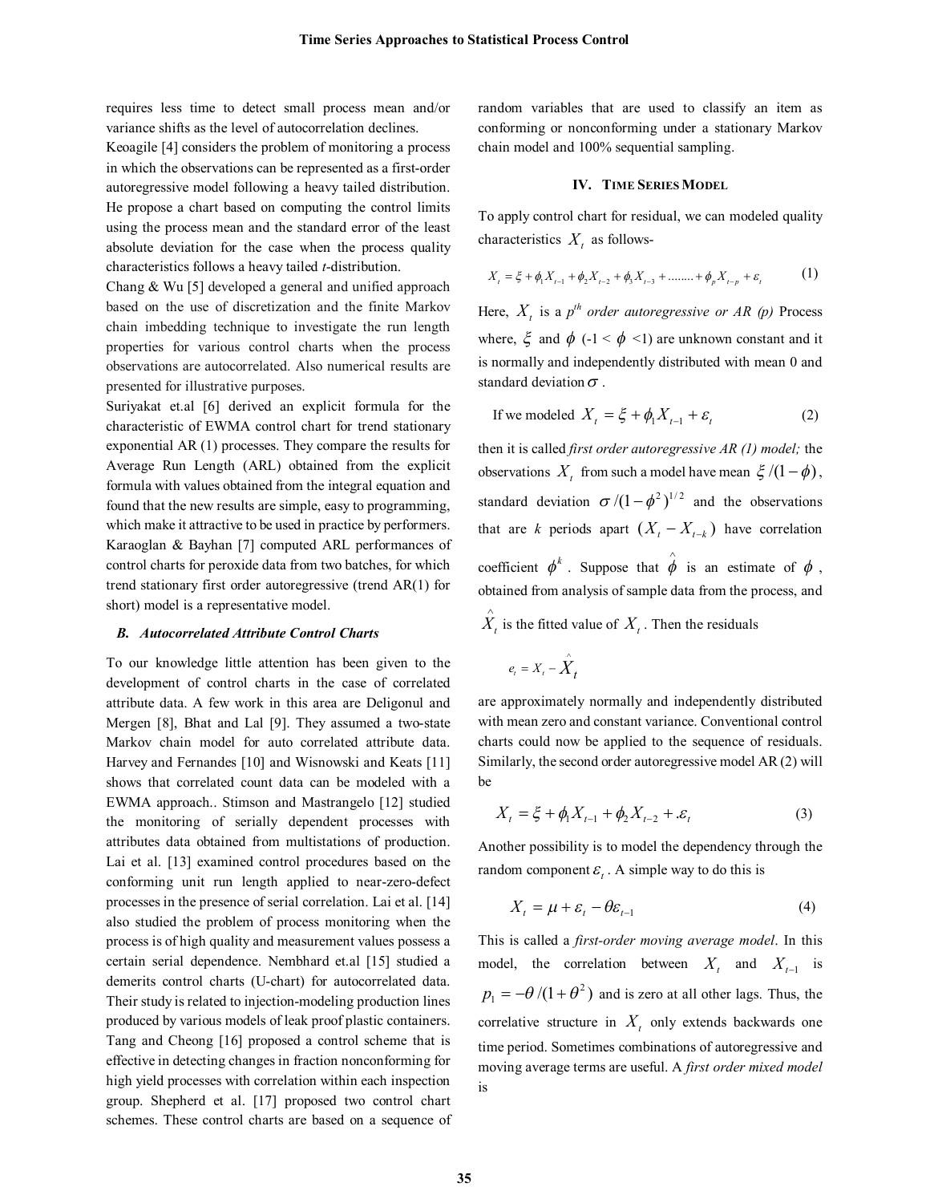requires less time to detect small process mean and/or variance shifts as the level of autocorrelation declines.

Keoagile [4] considers the problem of monitoring a process in which the observations can be represented as a first-order autoregressive model following a heavy tailed distribution. He propose a chart based on computing the control limits using the process mean and the standard error of the least absolute deviation for the case when the process quality characteristics follows a heavy tailed *t*-distribution.

Chang & Wu [5] developed a general and unified approach based on the use of discretization and the finite Markov chain imbedding technique to investigate the run length properties for various control charts when the process observations are autocorrelated. Also numerical results are presented for illustrative purposes.

Suriyakat et.al [6] derived an explicit formula for the characteristic of EWMA control chart for trend stationary exponential AR (1) processes. They compare the results for Average Run Length (ARL) obtained from the explicit formula with values obtained from the integral equation and found that the new results are simple, easy to programming, which make it attractive to be used in practice by performers.

Karaoglan & Bayhan [7] computed ARL performances of control charts for peroxide data from two batches, for which trend stationary first order autoregressive (trend AR(1) for short) model is a representative model.

### B. Autocorrelated Attribute Control Charts

To our knowledge little attention has been given to the development of control charts in the case of correlated attribute data. A few work in this area are Deligonul and Mergen [8], Bhat and Lal [9]. They assumed a two-state Markov chain model for auto correlated attribute data. Harvey and Fernandes [10] and Wisnowski and Keats [11] shows that correlated count data can be modeled with a EWMA approach.. Stimson and Mastrangelo [12] studied the monitoring of serially dependent processes with attributes data obtained from multistations of production. Lai et al. [13] examined control procedures based on the conforming unit run length applied to near-zero-defect processes in the presence of serial correlation. Lai et al. [14] also studied the problem of process monitoring when the process is of high quality and measurement values possess a certain serial dependence. Nembhard et.al [15] studied a demerits control charts (U-chart) for autocorrelated data. Their study is related to injection-modeling production lines produced by various models of leak proof plastic containers. Tang and Cheong [16] proposed a control scheme that is effective in detecting changes in fraction nonconforming for high yield processes with correlation within each inspection group. Shepherd et al. [17] proposed two control chart schemes. These control charts are based on a sequence of random variables that are used to classify an item as conforming or nonconforming under a stationary Markov chain model and 100% sequential sampling.

## IV. Time Series Model

To apply control chart for residual, we can modeled quality characteristics $X_t$ as follows-

$$X_t = \xi + \phi_1 X_{t-1} + \phi_2 X_{t-2} + \phi_3 X_{t-3} + ........ + \phi_p X_{t-p} + \varepsilon_t \qquad (1)$$

Here, $X_t$ is a *p^th^ order autoregressive or AR (p)* Process where, $\xi$ and $\phi$ (-1 < $\phi$ <1) are unknown constant and it is normally and independently distributed with mean 0 and standard deviation $\sigma$.

If we modeled $X_t = \xi + \phi_1 X_{t-1} + \varepsilon_t$ (2)

then it is called *first order autoregressive AR (1) model;* the observations $X_t$ from such a model have mean $\xi/(1-\phi)$, standard deviation $\sigma/(1-\phi^2)^{1/2}$ and the observations that are *k* periods apart $(X_t - X_{t-k})$ have correlation coefficient $\phi^k$. Suppose that $\hat{\phi}$ is an estimate of $\phi$, obtained from analysis of sample data from the process, and $\hat{X}_t$ is the fitted value of $X_t$. Then the residuals

$$e_t = X_t - \hat{X}_t$$

are approximately normally and independently distributed with mean zero and constant variance. Conventional control charts could now be applied to the sequence of residuals. Similarly, the second order autoregressive model AR (2) will be

$$X_t = \xi + \phi_1 X_{t-1} + \phi_2 X_{t-2} + .\varepsilon_t \qquad (3)$$

Another possibility is to model the dependency through the random component $\varepsilon_t$. A simple way to do this is

$$X_t = \mu + \varepsilon_t - \theta\varepsilon_{t-1} \qquad (4)$$

This is called a *first-order moving average model*. In this model, the correlation between $X_t$ and $X_{t-1}$ is $p_1 = -\theta/(1+\theta^2)$ and is zero at all other lags. Thus, the correlative structure in $X_t$ only extends backwards one time period. Sometimes combinations of autoregressive and moving average terms are useful. A *first order mixed model* is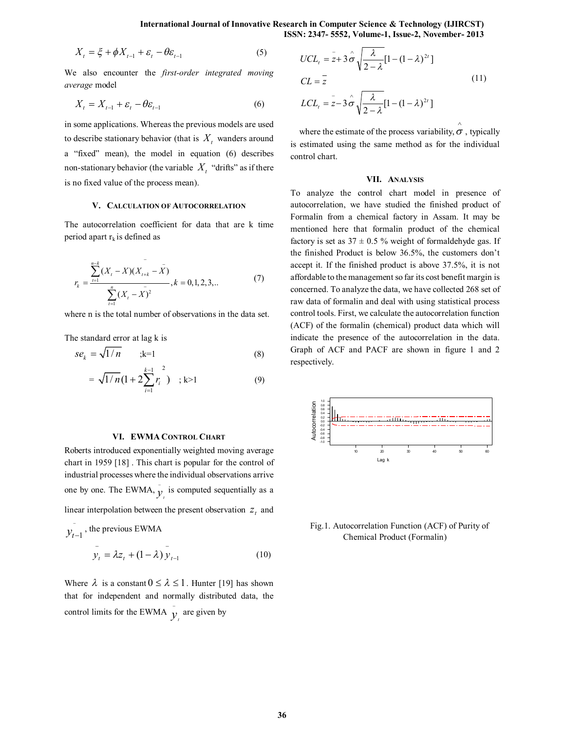$$X_t = \xi + \phi X_{t-1} + \varepsilon_t - \theta\varepsilon_{t-1} \tag{5}$$

We also encounter the *first-order integrated moving average* model

$$X_t = X_{t-1} + \varepsilon_t - \theta\varepsilon_{t-1} \tag{6}$$

in some applications. Whereas the previous models are used to describe stationary behavior (that is $X_t$ wanders around a "fixed" mean), the model in equation (6) describes non-stationary behavior (the variable $X_t$ "drifts" as if there is no fixed value of the process mean).

## V. Calculation of Autocorrelation

The autocorrelation coefficient for data that are k time period apart $r_k$ is defined as

$$r_k = \frac{\sum_{t=1}^{n-k}(X_t - \bar{X})(X_{t+k} - \bar{X})}{\sum_{t=1}^{n}(X_t - \bar{X})^2}, k = 0,1,2,3,.. \tag{7}$$

where n is the total number of observations in the data set.

The standard error at lag k is

$$se_k = \sqrt{1/n} \qquad ;k=1 \tag{8}$$

$$= \sqrt{1/n}(1 + 2\sum_{i=1}^{k-1} r_i^2) \quad ; k>1 \tag{9}$$

## VI. EWMA Control Chart

Roberts introduced exponentially weighted moving average chart in 1959 [18] . This chart is popular for the control of industrial processes where the individual observations arrive one by one. The EWMA, $\bar{y}_t$ is computed sequentially as a linear interpolation between the present observation $z_t$ and $\bar{y}_{t-1}$, the previous EWMA

$$\bar{y}_t = \lambda z_t + (1-\lambda)\bar{y}_{t-1} \tag{10}$$

Where $\lambda$ is a constant $0 \le \lambda \le 1$. Hunter [19] has shown that for independent and normally distributed data, the control limits for the EWMA $\bar{y}_t$ are given by

$$\begin{aligned} UCL_t &= \bar{z} + 3\hat{\sigma}\sqrt{\frac{\lambda}{2-\lambda}[1-(1-\lambda)^{2t}]} \\ CL &= \bar{z} \\ LCL_t &= \bar{z} - 3\hat{\sigma}\sqrt{\frac{\lambda}{2-\lambda}[1-(1-\lambda)^{2t}]} \end{aligned} \tag{11}$$

where the estimate of the process variability, $\hat{\sigma}$ , typically is estimated using the same method as for the individual control chart.

## VII. Analysis

To analyze the control chart model in presence of autocorrelation, we have studied the finished product of Formalin from a chemical factory in Assam. It may be mentioned here that formalin product of the chemical factory is set as 37 ± 0.5 % weight of formaldehyde gas. If the finished Product is below 36.5%, the customers don't accept it. If the finished product is above 37.5%, it is not affordable to the management so far its cost benefit margin is concerned. To analyze the data, we have collected 268 set of raw data of formalin and deal with using statistical process control tools. First, we calculate the autocorrelation function (ACF) of the formalin (chemical) product data which will indicate the presence of the autocorrelation in the data. Graph of ACF and PACF are shown in figure 1 and 2 respectively.

Fig.1. Autocorrelation Function (ACF) of Purity of Chemical Product (Formalin)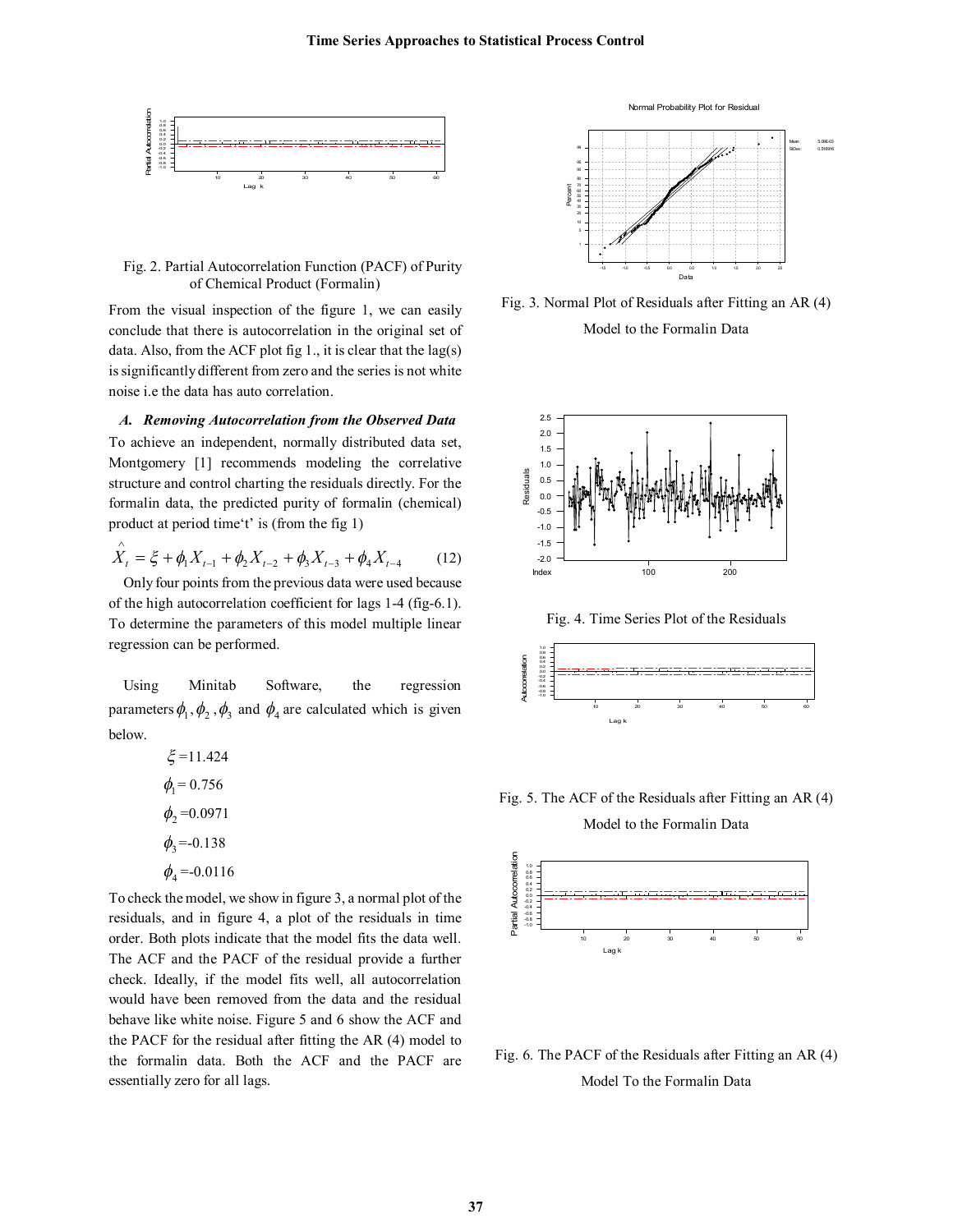Fig. 2. Partial Autocorrelation Function (PACF) of Purity of Chemical Product (Formalin)

From the visual inspection of the figure 1, we can easily conclude that there is autocorrelation in the original set of data. Also, from the ACF plot fig 1., it is clear that the lag(s) is significantly different from zero and the series is not white noise i.e the data has auto correlation.

### *A. Removing Autocorrelation from the Observed Data*

To achieve an independent, normally distributed data set, Montgomery [1] recommends modeling the correlative structure and control charting the residuals directly. For the formalin data, the predicted purity of formalin (chemical) product at period time't' is (from the fig 1)

$$\hat{X}_t = \xi + \phi_1 X_{t-1} + \phi_2 X_{t-2} + \phi_3 X_{t-3} + \phi_4 X_{t-4} \qquad (12)$$

Only four points from the previous data were used because of the high autocorrelation coefficient for lags 1-4 (fig-6.1). To determine the parameters of this model multiple linear regression can be performed.

Using Minitab Software, the regression parameters $\phi_1, \phi_2, \phi_3$ and $\phi_4$ are calculated which is given below.

$\xi$ =11.424

$\phi_1$ = 0.756

$\phi_2$ =0.0971

$\phi_3$ =-0.138

$\phi_4$ =-0.0116

To check the model, we show in figure 3, a normal plot of the residuals, and in figure 4, a plot of the residuals in time order. Both plots indicate that the model fits the data well. The ACF and the PACF of the residual provide a further check. Ideally, if the model fits well, all autocorrelation would have been removed from the data and the residual behave like white noise. Figure 5 and 6 show the ACF and the PACF for the residual after fitting the AR (4) model to the formalin data. Both the ACF and the PACF are essentially zero for all lags.

Fig. 3. Normal Plot of Residuals after Fitting an AR (4) Model to the Formalin Data

Fig. 4. Time Series Plot of the Residuals

Fig. 5. The ACF of the Residuals after Fitting an AR (4) Model to the Formalin Data

Fig. 6. The PACF of the Residuals after Fitting an AR (4) Model To the Formalin Data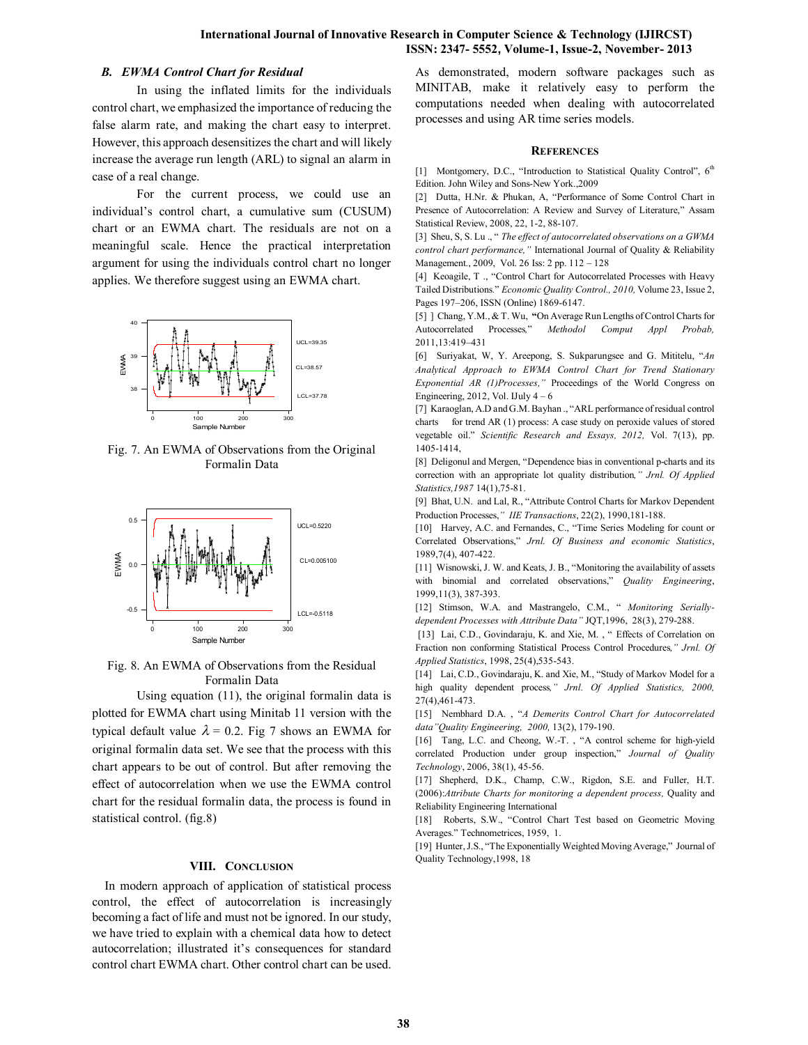### B. EWMA Control Chart for Residual

In using the inflated limits for the individuals control chart, we emphasized the importance of reducing the false alarm rate, and making the chart easy to interpret. However, this approach desensitizes the chart and will likely increase the average run length (ARL) to signal an alarm in case of a real change.

For the current process, we could use an individual's control chart, a cumulative sum (CUSUM) chart or an EWMA chart. The residuals are not on a meaningful scale. Hence the practical interpretation argument for using the individuals control chart no longer applies. We therefore suggest using an EWMA chart.

40
39
38
EWMA
0
100
200
300
Sample Number
UCL=39.35
CL=38.57
LCL=37.78

Fig. 7. An EWMA of Observations from the Original Formalin Data

0.5
0.0
-0.5
EWMA
0
100
200
300
Sample Number
UCL=0.5220
CL=0.005100
LCL=-0.5118

Fig. 8. An EWMA of Observations from the Residual Formalin Data

Using equation (11), the original formalin data is plotted for EWMA chart using Minitab 11 version with the typical default value $\lambda = 0.2$. Fig 7 shows an EWMA for original formalin data set. We see that the process with this chart appears to be out of control. But after removing the effect of autocorrelation when we use the EWMA control chart for the residual formalin data, the process is found in statistical control. (fig.8)

## VIII. Conclusion

In modern approach of application of statistical process control, the effect of autocorrelation is increasingly becoming a fact of life and must not be ignored. In our study, we have tried to explain with a chemical data how to detect autocorrelation; illustrated it's consequences for standard control chart EWMA chart. Other control chart can be used. As demonstrated, modern software packages such as MINITAB, make it relatively easy to perform the computations needed when dealing with autocorrelated processes and using AR time series models.

## References

[1] Montgomery, D.C., "Introduction to Statistical Quality Control", 6th Edition. John Wiley and Sons-New York.,2009

[2] Dutta, H.Nr. & Phukan, A, "Performance of Some Control Chart in Presence of Autocorrelation: A Review and Survey of Literature," Assam Statistical Review, 2008, 22, 1-2, 88-107.

[3] Sheu, S, S. Lu ., " *The effect of autocorrelated observations on a GWMA control chart performance,"* International Journal of Quality & Reliability Management., 2009, Vol. 26 Iss: 2 pp. 112 – 128

[4] Keoagile, T ., "Control Chart for Autocorrelated Processes with Heavy Tailed Distributions." *Economic Quality Control., 2010,* Volume 23, Issue 2, Pages 197–206, ISSN (Online) 1869-6147.

[5] ] Chang, Y.M., & T. Wu, **"**On Average Run Lengths of Control Charts for Autocorrelated Processes," *Methodol Comput Appl Probab,* 2011,13:419–431

[6] Suriyakat, W, Y. Areepong, S. Sukparungsee and G. Mititelu, "*An Analytical Approach to EWMA Control Chart for Trend Stationary Exponential AR (1)Processes,"* Proceedings of the World Congress on Engineering, 2012, Vol. IJuly 4 – 6

[7] Karaoglan, A.D and G.M. Bayhan ., "ARL performance of residual control charts for trend AR (1) process: A case study on peroxide values of stored vegetable oil." *Scientific Research and Essays, 2012,* Vol. 7(13), pp. 1405-1414,

[8] Deligonul and Mergen, "Dependence bias in conventional p-charts and its correction with an appropriate lot quality distribution*," Jrnl. Of Applied Statistics,1987* 14(1),75-81.

[9] Bhat, U.N. and Lal, R., "Attribute Control Charts for Markov Dependent Production Processes,*" IIE Transactions*, 22(2), 1990,181-188.

[10] Harvey, A.C. and Fernandes, C., "Time Series Modeling for count or Correlated Observations," *Jrnl. Of Business and economic Statistics*, 1989,7(4), 407-422.

[11] Wisnowski, J. W. and Keats, J. B., "Monitoring the availability of assets with binomial and correlated observations," *Quality Engineering*, 1999,11(3), 387-393.

[12] Stimson, W.A. and Mastrangelo, C.M., " *Monitoring Serially-dependent Processes with Attribute Data"* JQT,1996, 28(3), 279-288.

[13] Lai, C.D., Govindaraju, K. and Xie, M. , " Effects of Correlation on Fraction non conforming Statistical Process Control Procedures*," Jrnl. Of Applied Statistics*, 1998, 25(4),535-543.

[14] Lai, C.D., Govindaraju, K. and Xie, M., "Study of Markov Model for a high quality dependent process*," Jrnl. Of Applied Statistics, 2000,* 27(4),461-473.

[15] Nembhard D.A. , "*A Demerits Control Chart for Autocorrelated data"Quality Engineering, 2000,* 13(2), 179-190.

[16] Tang, L.C. and Cheong, W.-T. , "A control scheme for high-yield correlated Production under group inspection," *Journal of Quality Technology*, 2006, 38(1), 45-56.

[17] Shepherd, D.K., Champ, C.W., Rigdon, S.E. and Fuller, H.T. (2006):*Attribute Charts for monitoring a dependent process,* Quality and Reliability Engineering International

[18] Roberts, S.W., "Control Chart Test based on Geometric Moving Averages." Technometrices, 1959, 1.

[19] Hunter, J.S., "The Exponentially Weighted Moving Average," Journal of Quality Technology,1998, 18